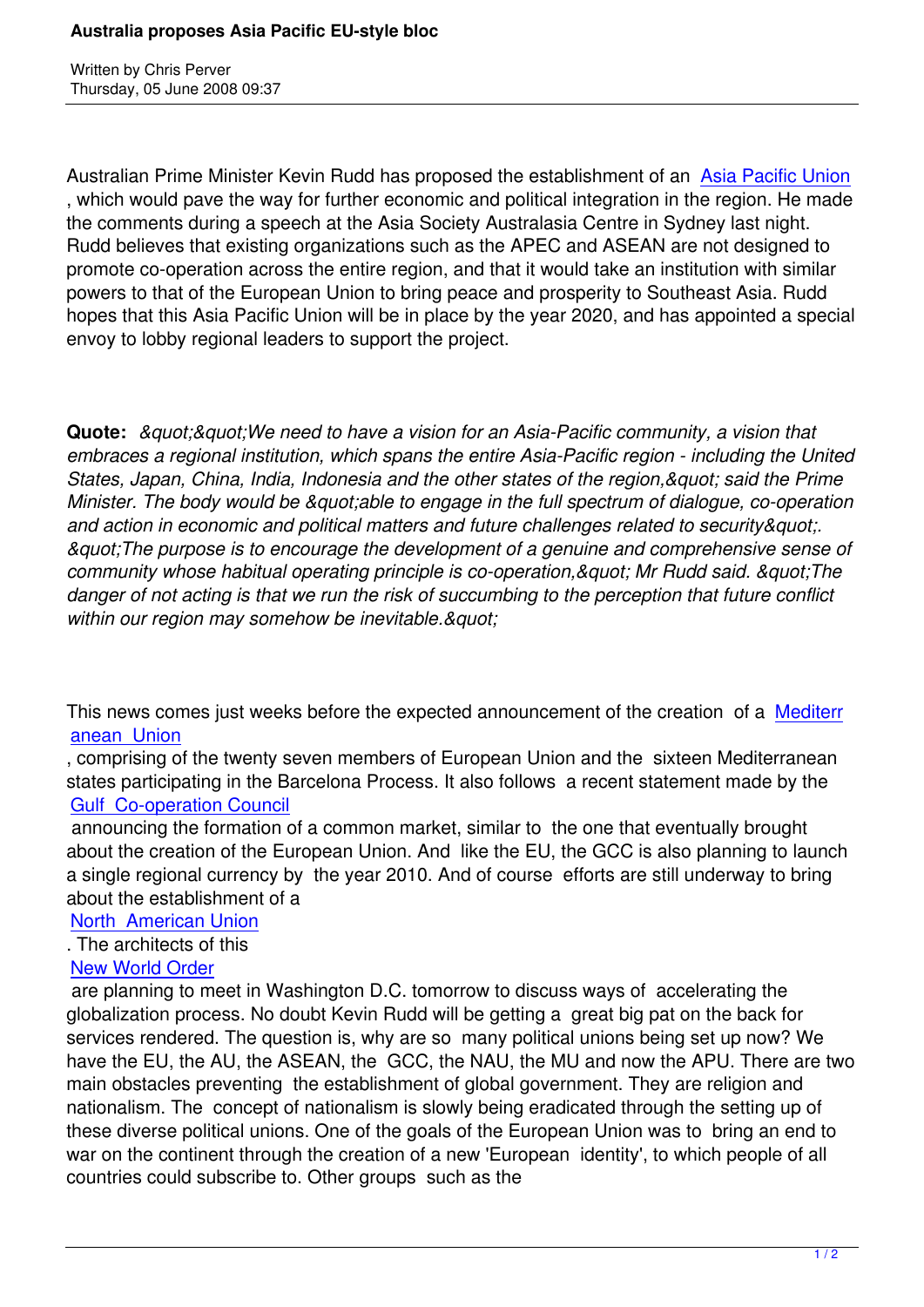# Australia proposes Asia Pacific EU-style bloc

Written by Chris Perver
Thursday, 05 June 2008 09:37

Australian Prime Minister Kevin Rudd has proposed the establishment of an Asia Pacific Union, which would pave the way for further economic and political integration in the region. He made the comments during a speech at the Asia Society Australasia Centre in Sydney last night. Rudd believes that existing organizations such as the APEC and ASEAN are not designed to promote co-operation across the entire region, and that it would take an institution with similar powers to that of the European Union to bring peace and prosperity to Southeast Asia. Rudd hopes that this Asia Pacific Union will be in place by the year 2020, and has appointed a special envoy to lobby regional leaders to support the project.

**Quote:** *&quot;&quot;We need to have a vision for an Asia-Pacific community, a vision that embraces a regional institution, which spans the entire Asia-Pacific region - including the United States, Japan, China, India, Indonesia and the other states of the region,&quot; said the Prime Minister. The body would be &quot;able to engage in the full spectrum of dialogue, co-operation and action in economic and political matters and future challenges related to security&quot;. &quot;The purpose is to encourage the development of a genuine and comprehensive sense of community whose habitual operating principle is co-operation,&quot; Mr Rudd said. &quot;The danger of not acting is that we run the risk of succumbing to the perception that future conflict within our region may somehow be inevitable.&quot;*

This news comes just weeks before the expected announcement of the creation of a Mediterranean Union, comprising of the twenty seven members of European Union and the sixteen Mediterranean states participating in the Barcelona Process. It also follows a recent statement made by the Gulf Co-operation Council announcing the formation of a common market, similar to the one that eventually brought about the creation of the European Union. And like the EU, the GCC is also planning to launch a single regional currency by the year 2010. And of course efforts are still underway to bring about the establishment of a North American Union. The architects of this New World Order are planning to meet in Washington D.C. tomorrow to discuss ways of accelerating the globalization process. No doubt Kevin Rudd will be getting a great big pat on the back for services rendered. The question is, why are so many political unions being set up now? We have the EU, the AU, the ASEAN, the GCC, the NAU, the MU and now the APU. There are two main obstacles preventing the establishment of global government. They are religion and nationalism. The concept of nationalism is slowly being eradicated through the setting up of these diverse political unions. One of the goals of the European Union was to bring an end to war on the continent through the creation of a new 'European identity', to which people of all countries could subscribe to. Other groups such as the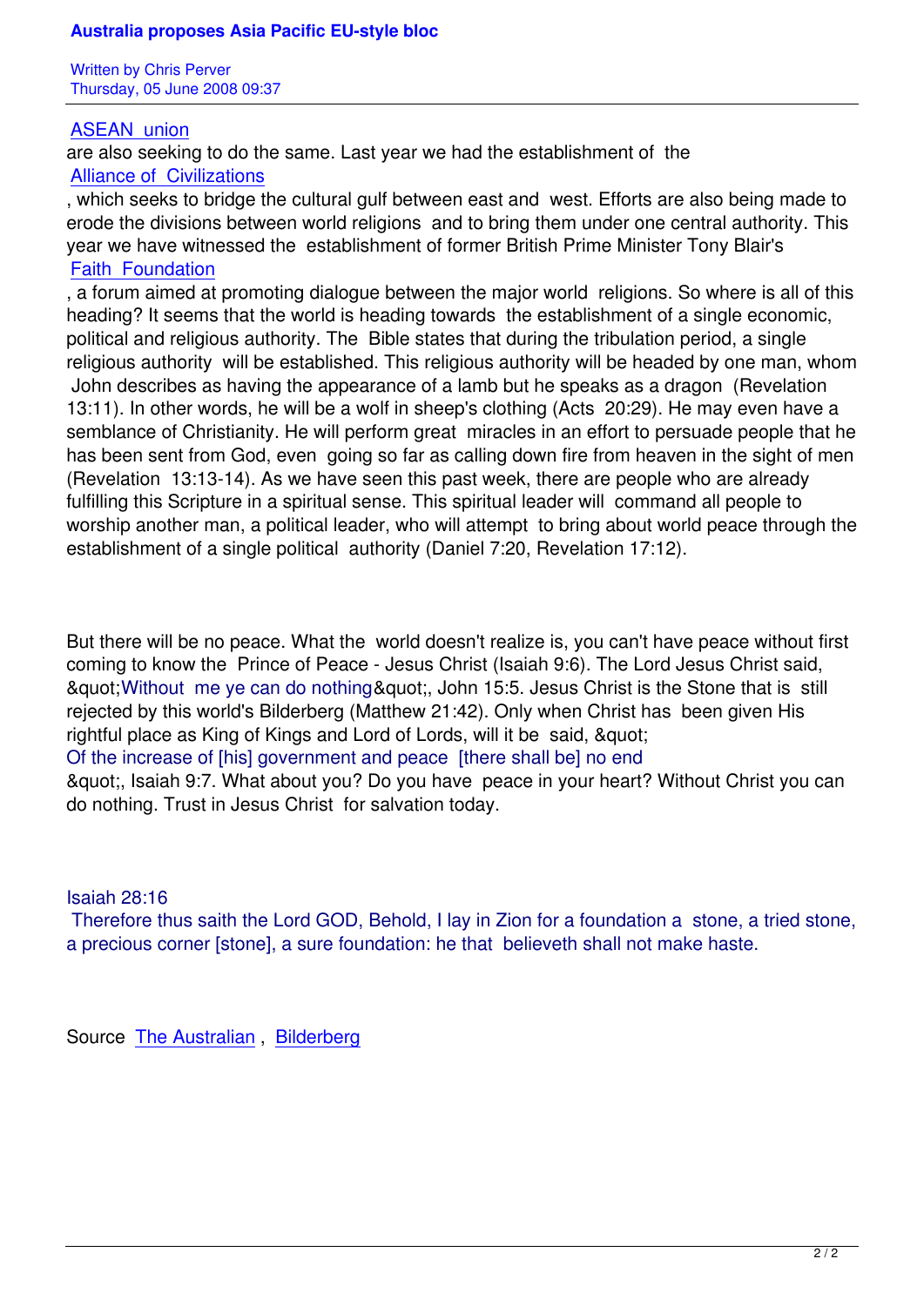ASEAN union are also seeking to do the same. Last year we had the establishment of the Alliance of Civilizations, which seeks to bridge the cultural gulf between east and west. Efforts are also being made to erode the divisions between world religions and to bring them under one central authority. This year we have witnessed the establishment of former British Prime Minister Tony Blair's Faith Foundation, a forum aimed at promoting dialogue between the major world religions. So where is all of this heading? It seems that the world is heading towards the establishment of a single economic, political and religious authority. The Bible states that during the tribulation period, a single religious authority will be established. This religious authority will be headed by one man, whom John describes as having the appearance of a lamb but he speaks as a dragon (Revelation 13:11). In other words, he will be a wolf in sheep's clothing (Acts 20:29). He may even have a semblance of Christianity. He will perform great miracles in an effort to persuade people that he has been sent from God, even going so far as calling down fire from heaven in the sight of men (Revelation 13:13-14). As we have seen this past week, there are people who are already fulfilling this Scripture in a spiritual sense. This spiritual leader will command all people to worship another man, a political leader, who will attempt to bring about world peace through the establishment of a single political authority (Daniel 7:20, Revelation 17:12).

But there will be no peace. What the world doesn't realize is, you can't have peace without first coming to know the Prince of Peace - Jesus Christ (Isaiah 9:6). The Lord Jesus Christ said, &quot;Without me ye can do nothing&quot;, John 15:5. Jesus Christ is the Stone that is still rejected by this world's Bilderberg (Matthew 21:42). Only when Christ has been given His rightful place as King of Kings and Lord of Lords, will it be said, &quot;Of the increase of [his] government and peace [there shall be] no end&quot;, Isaiah 9:7. What about you? Do you have peace in your heart? Without Christ you can do nothing. Trust in Jesus Christ for salvation today.

Isaiah 28:16
Therefore thus saith the Lord GOD, Behold, I lay in Zion for a foundation a stone, a tried stone, a precious corner [stone], a sure foundation: he that believeth shall not make haste.

Source The Australian, Bilderberg